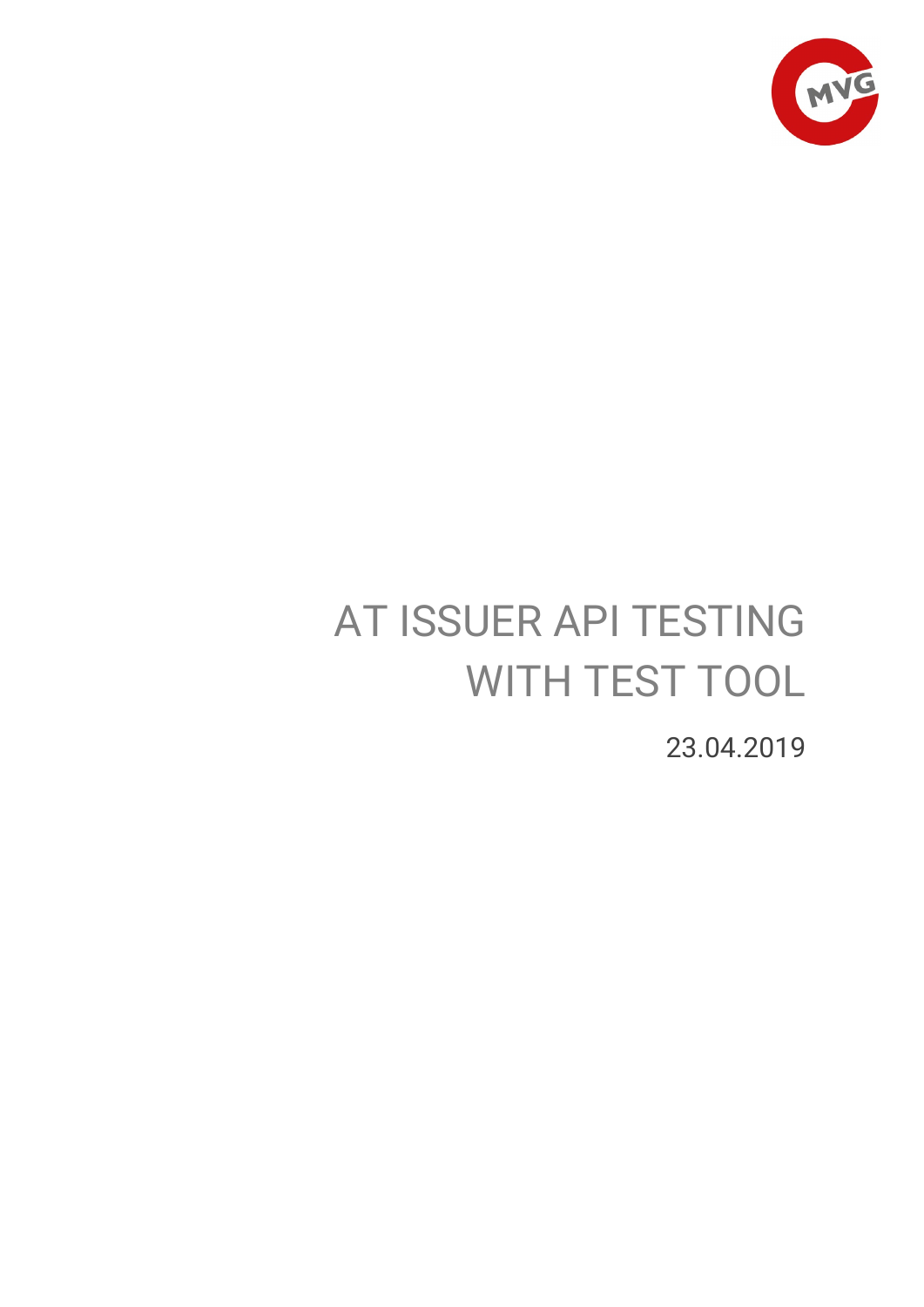# AT ISSUER API TESTING WITH TEST TOOL

23.04.2019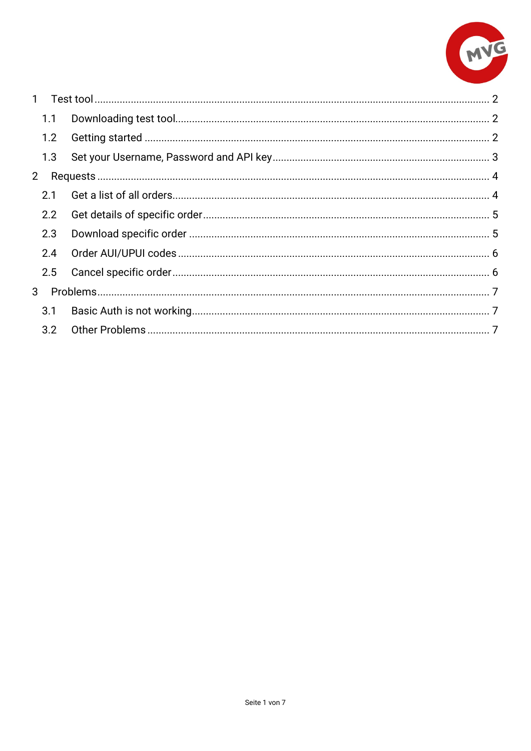1 Test tool ........ 2

1.1 Downloading test tool ........ 2

1.2 Getting started ........ 2

1.3 Set your Username, Password and API key ........ 3

2 Requests ........ 4

2.1 Get a list of all orders ........ 4

2.2 Get details of specific order ........ 5

2.3 Download specific order ........ 5

2.4 Order AUI/UPUI codes ........ 6

2.5 Cancel specific order ........ 6

3 Problems ........ 7

3.1 Basic Auth is not working ........ 7

3.2 Other Problems ........ 7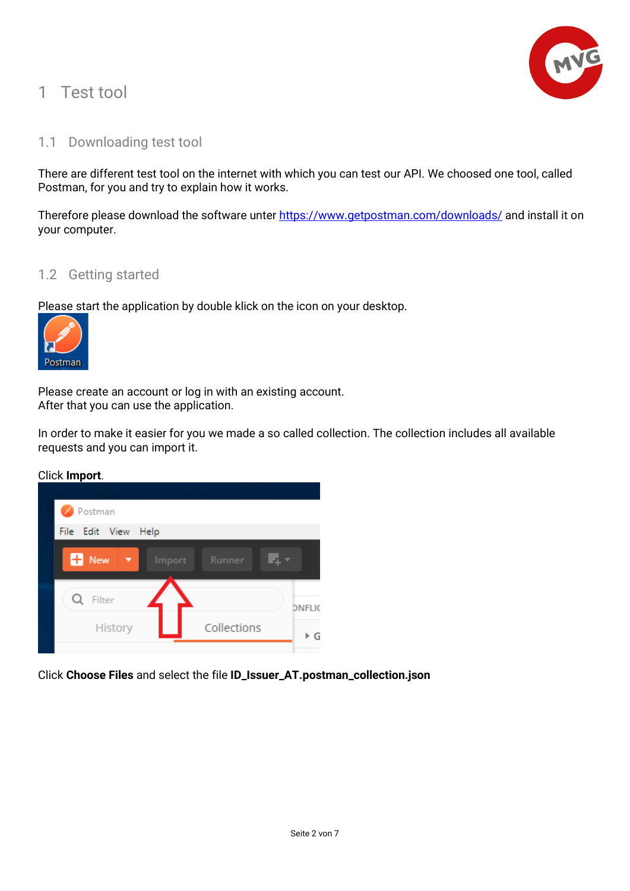# 1 Test tool

## 1.1 Downloading test tool

There are different test tool on the internet with which you can test our API. We choosed one tool, called Postman, for you and try to explain how it works.

Therefore please download the software unter https://www.getpostman.com/downloads/ and install it on your computer.

## 1.2 Getting started

Please start the application by double klick on the icon on your desktop.

Please create an account or log in with an existing account.
After that you can use the application.

In order to make it easier for you we made a so called collection. The collection includes all available requests and you can import it.

Click **Import**.

Click **Choose Files** and select the file **ID_Issuer_AT.postman_collection.json**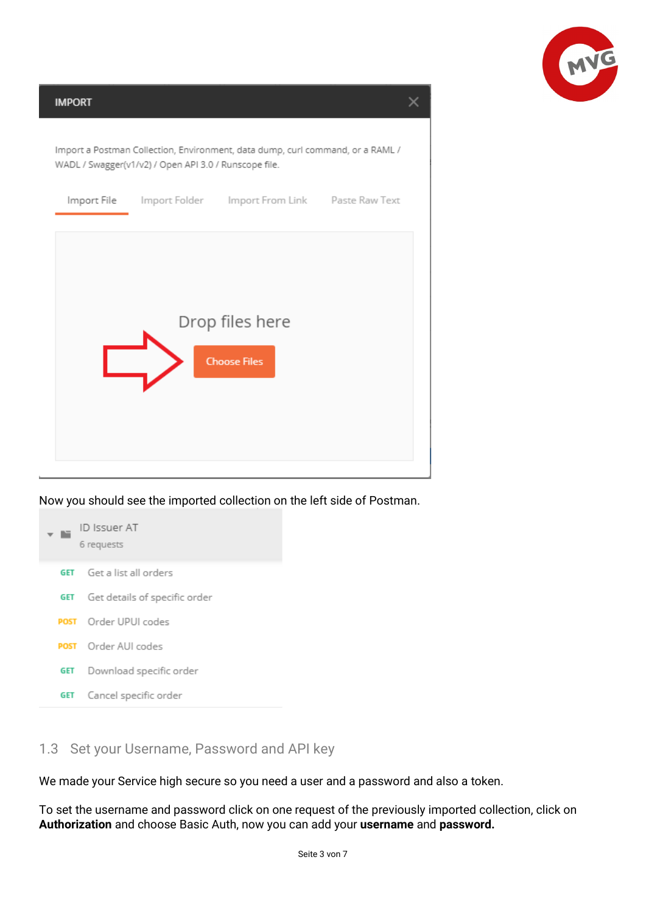Now you should see the imported collection on the left side of Postman.

## 1.3 Set your Username, Password and API key

We made your Service high secure so you need a user and a password and also a token.

To set the username and password click on one request of the previously imported collection, click on **Authorization** and choose Basic Auth, now you can add your **username** and **password.**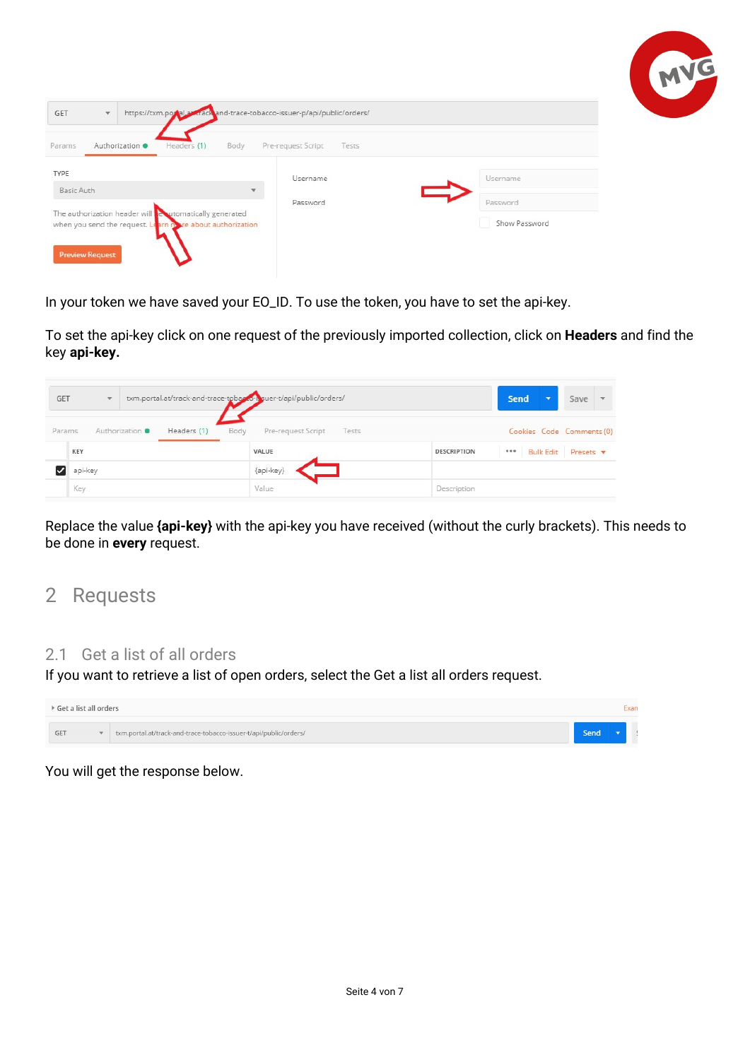In your token we have saved your EO_ID. To use the token, you have to set the api-key.

To set the api-key click on one request of the previously imported collection, click on **Headers** and find the key **api-key.**

Replace the value **{api-key}** with the api-key you have received (without the curly brackets). This needs to be done in **every** request.

# 2 Requests

## 2.1 Get a list of all orders

If you want to retrieve a list of open orders, select the Get a list all orders request.

You will get the response below.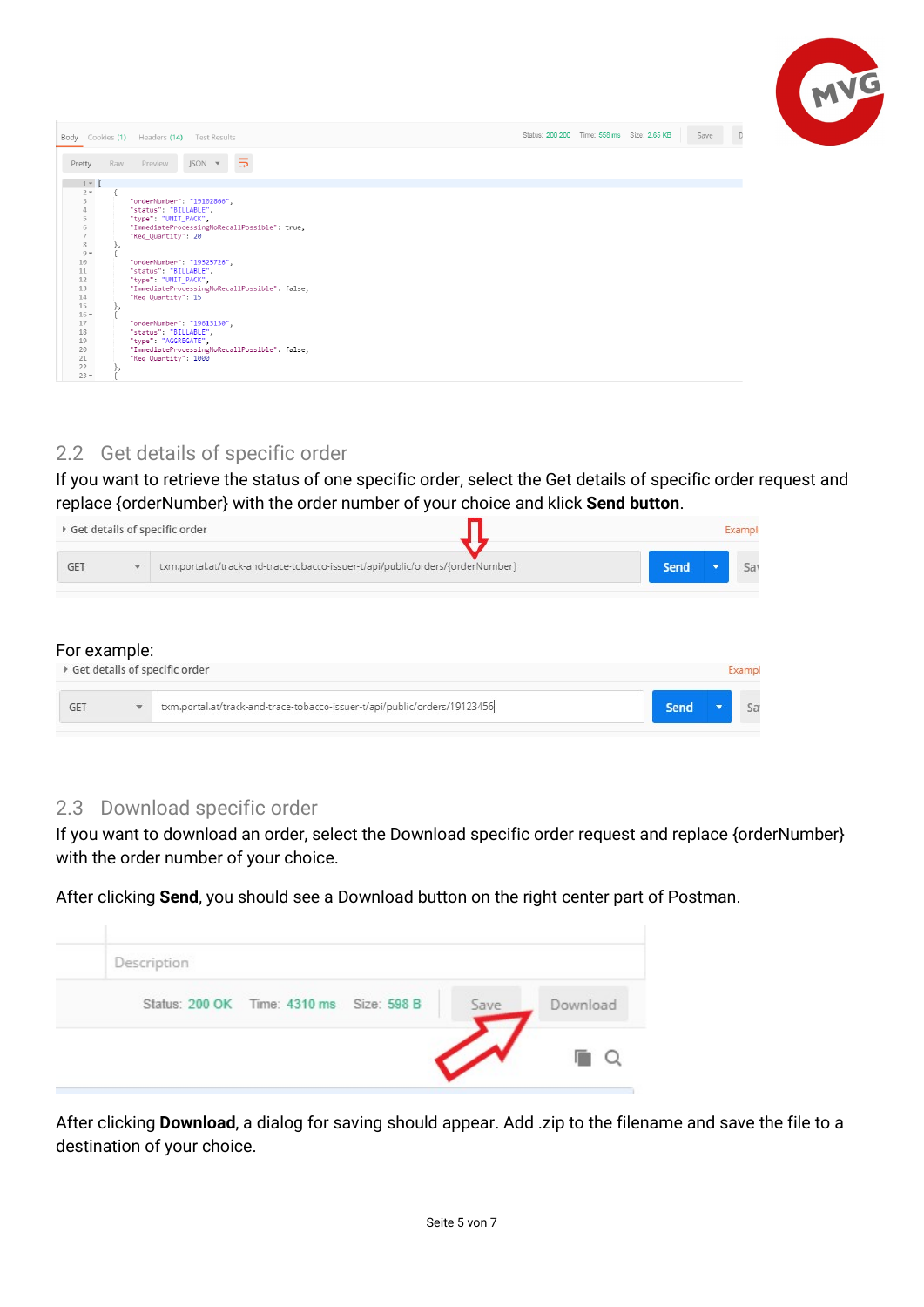## 2.2 Get details of specific order

If you want to retrieve the status of one specific order, select the Get details of specific order request and replace {orderNumber} with the order number of your choice and klick **Send button**.

For example:

## 2.3 Download specific order

If you want to download an order, select the Download specific order request and replace {orderNumber} with the order number of your choice.

After clicking **Send**, you should see a Download button on the right center part of Postman.

After clicking **Download**, a dialog for saving should appear. Add .zip to the filename and save the file to a destination of your choice.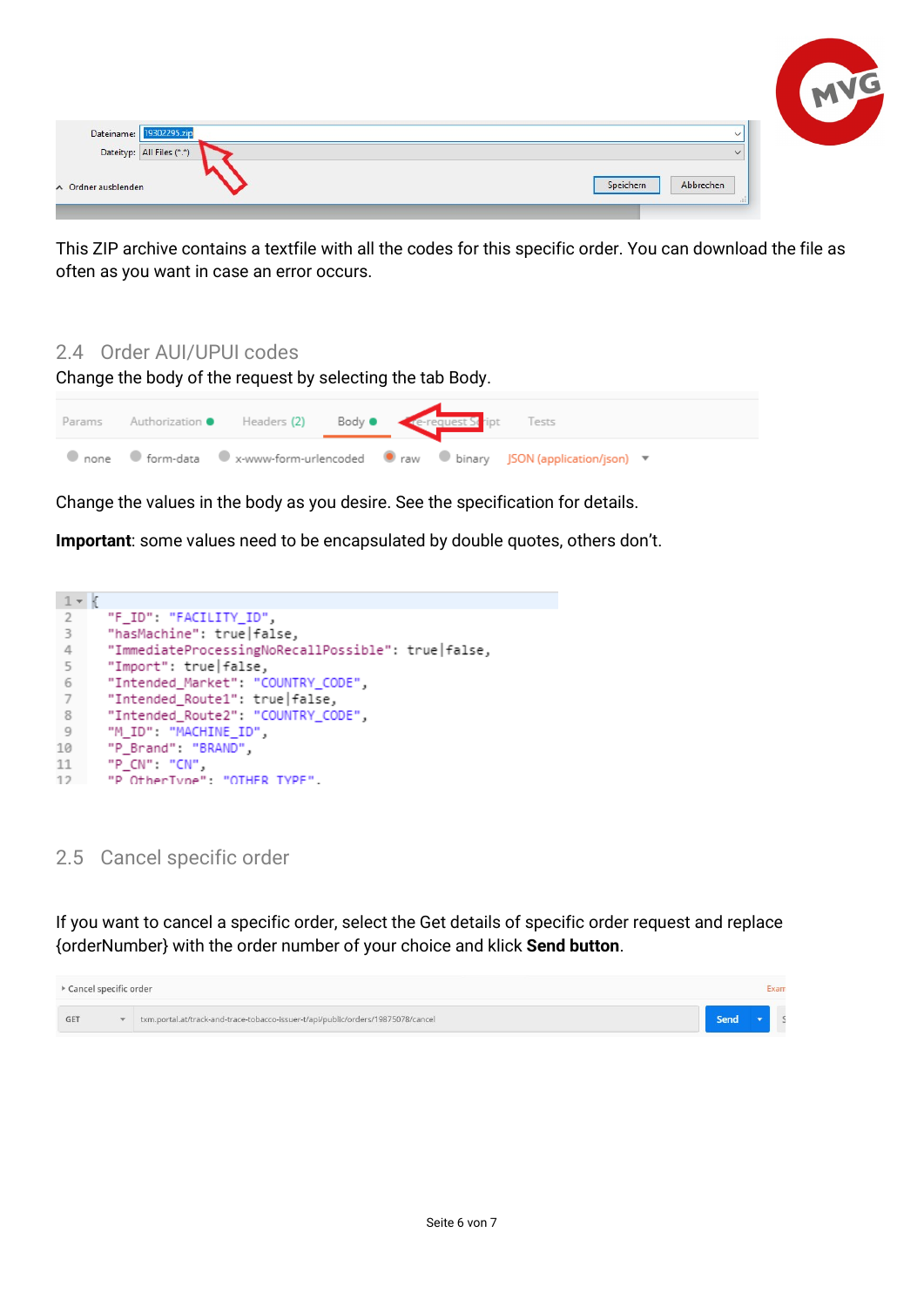This ZIP archive contains a textfile with all the codes for this specific order. You can download the file as often as you want in case an error occurs.

## 2.4 Order AUI/UPUI codes

Change the body of the request by selecting the tab Body.

Change the values in the body as you desire. See the specification for details.

**Important**: some values need to be encapsulated by double quotes, others don't.

```
{
    "F_ID": "FACILITY_ID",
    "hasMachine": true|false,
    "ImmediateProcessingNoRecallPossible": true|false,
    "Import": true|false,
    "Intended_Market": "COUNTRY_CODE",
    "Intended_Route1": true|false,
    "Intended_Route2": "COUNTRY_CODE",
    "M_ID": "MACHINE_ID",
    "P_Brand": "BRAND",
    "P_CN": "CN",
    "P_OtherType": "OTHER_TYPE",
```

## 2.5 Cancel specific order

If you want to cancel a specific order, select the Get details of specific order request and replace {orderNumber} with the order number of your choice and klick **Send button**.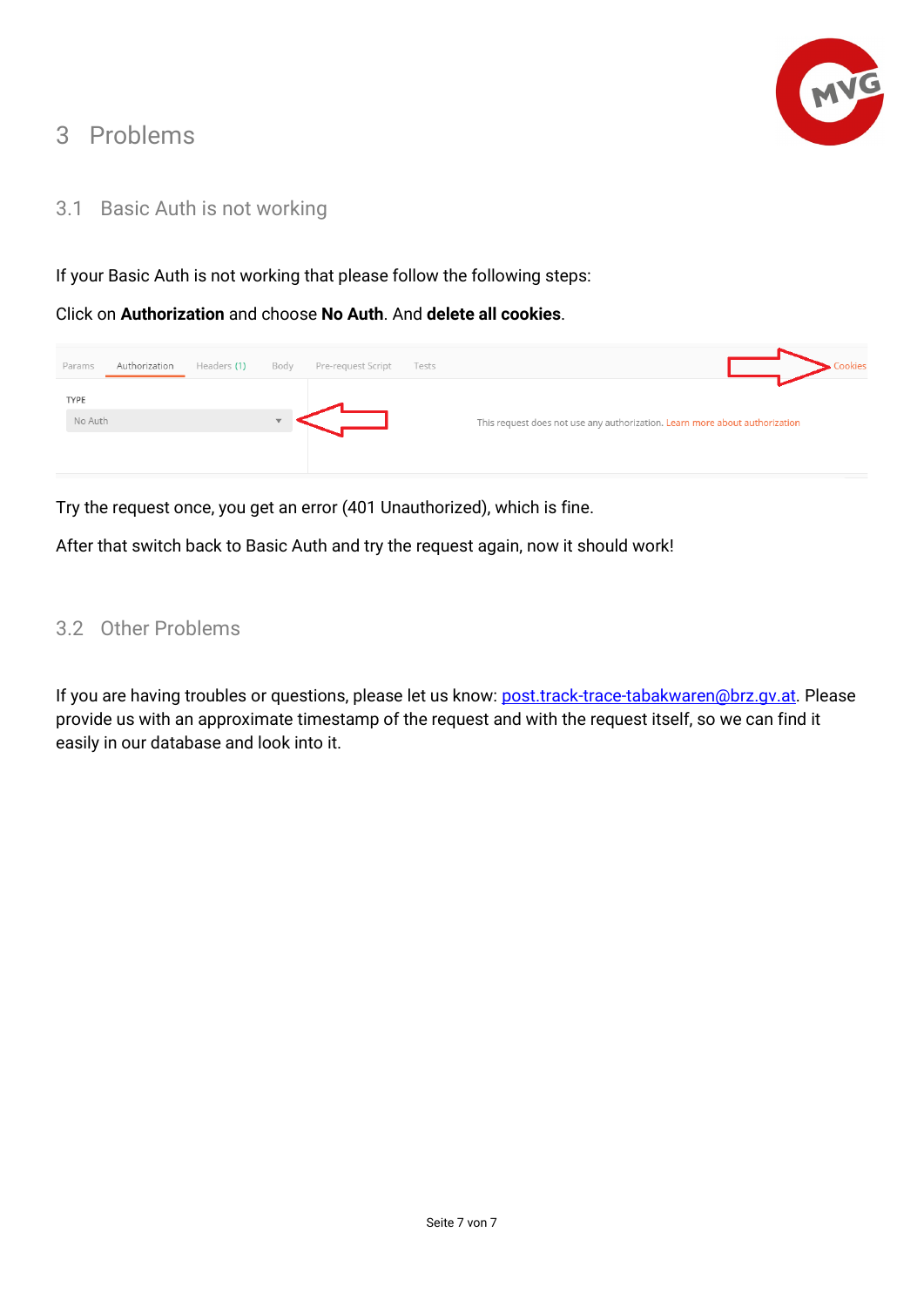# 3 Problems

## 3.1 Basic Auth is not working

If your Basic Auth is not working that please follow the following steps:

Click on **Authorization** and choose **No Auth**. And **delete all cookies**.

Try the request once, you get an error (401 Unauthorized), which is fine.

After that switch back to Basic Auth and try the request again, now it should work!

## 3.2 Other Problems

If you are having troubles or questions, please let us know: post.track-trace-tabakwaren@brz.gv.at. Please provide us with an approximate timestamp of the request and with the request itself, so we can find it easily in our database and look into it.